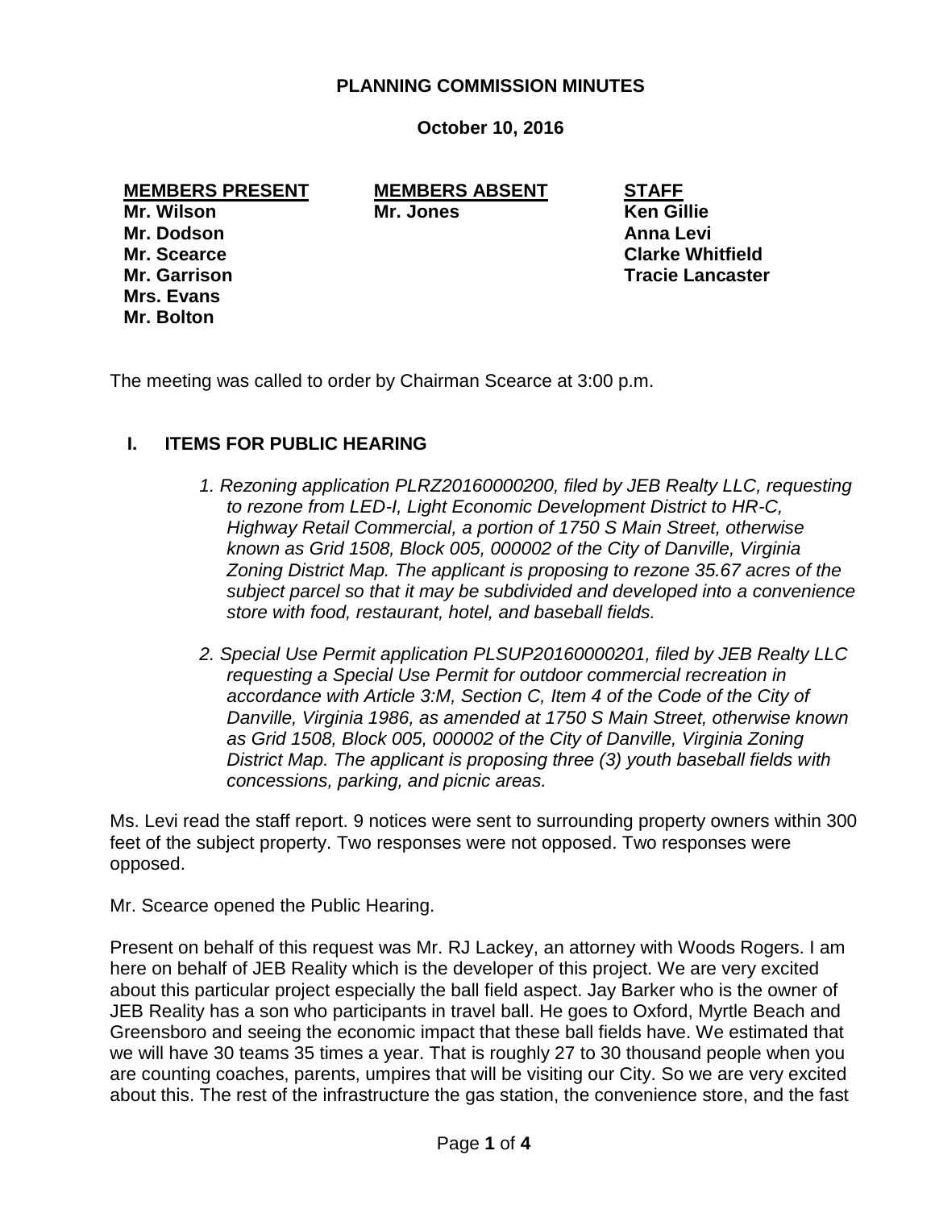# PLANNING COMMISSION MINUTES

**October 10, 2016**

| MEMBERS PRESENT | MEMBERS ABSENT | STAFF |
|---|---|---|
| Mr. Wilson | Mr. Jones | Ken Gillie |
| Mr. Dodson | | Anna Levi |
| Mr. Scearce | | Clarke Whitfield |
| Mr. Garrison | | Tracie Lancaster |
| Mrs. Evans | | |
| Mr. Bolton | | |

The meeting was called to order by Chairman Scearce at 3:00 p.m.

## I. ITEMS FOR PUBLIC HEARING

*1. Rezoning application PLRZ20160000200, filed by JEB Realty LLC, requesting to rezone from LED-I, Light Economic Development District to HR-C, Highway Retail Commercial, a portion of 1750 S Main Street, otherwise known as Grid 1508, Block 005, 000002 of the City of Danville, Virginia Zoning District Map. The applicant is proposing to rezone 35.67 acres of the subject parcel so that it may be subdivided and developed into a convenience store with food, restaurant, hotel, and baseball fields.*

*2. Special Use Permit application PLSUP20160000201, filed by JEB Realty LLC requesting a Special Use Permit for outdoor commercial recreation in accordance with Article 3:M, Section C, Item 4 of the Code of the City of Danville, Virginia 1986, as amended at 1750 S Main Street, otherwise known as Grid 1508, Block 005, 000002 of the City of Danville, Virginia Zoning District Map. The applicant is proposing three (3) youth baseball fields with concessions, parking, and picnic areas.*

Ms. Levi read the staff report. 9 notices were sent to surrounding property owners within 300 feet of the subject property. Two responses were not opposed. Two responses were opposed.

Mr. Scearce opened the Public Hearing.

Present on behalf of this request was Mr. RJ Lackey, an attorney with Woods Rogers. I am here on behalf of JEB Reality which is the developer of this project. We are very excited about this particular project especially the ball field aspect. Jay Barker who is the owner of JEB Reality has a son who participants in travel ball. He goes to Oxford, Myrtle Beach and Greensboro and seeing the economic impact that these ball fields have. We estimated that we will have 30 teams 35 times a year. That is roughly 27 to 30 thousand people when you are counting coaches, parents, umpires that will be visiting our City. So we are very excited about this. The rest of the infrastructure the gas station, the convenience store, and the fast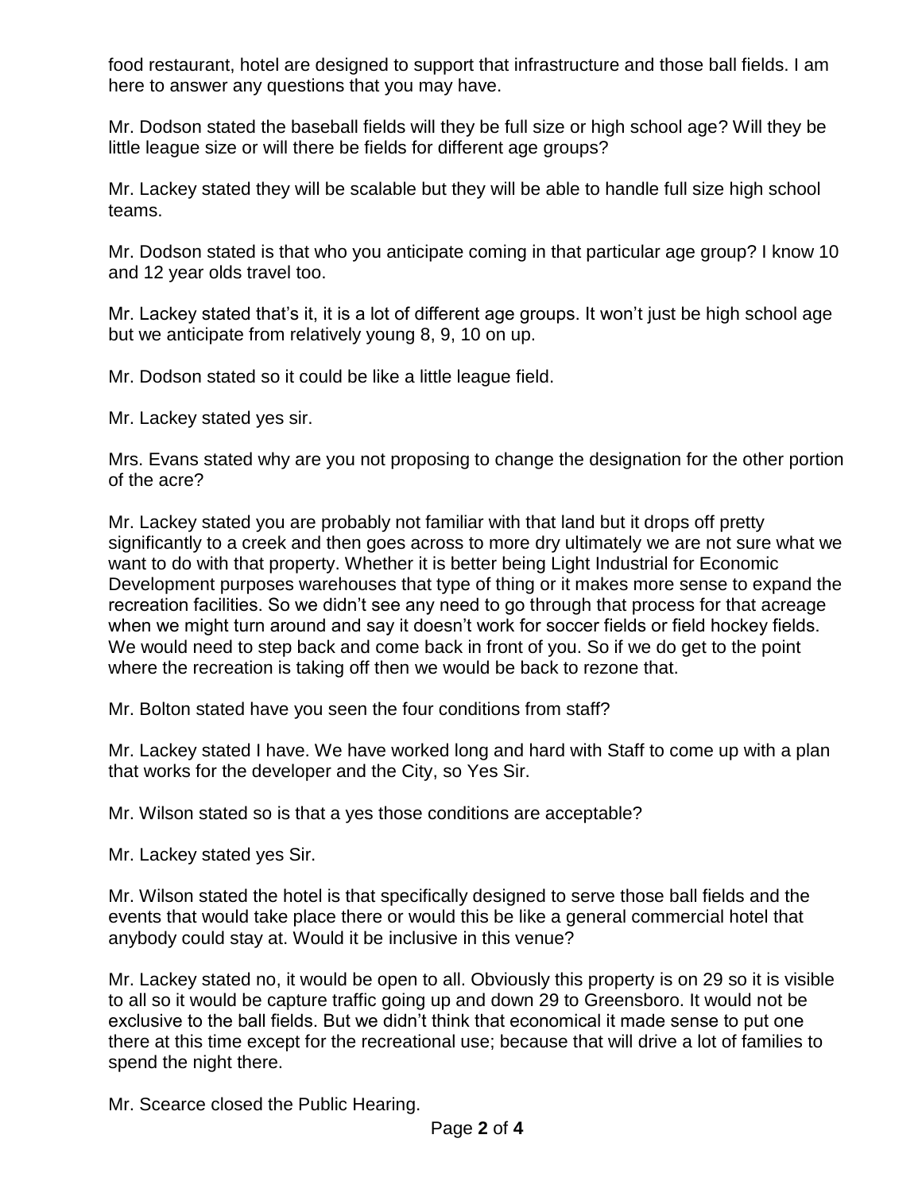food restaurant, hotel are designed to support that infrastructure and those ball fields. I am here to answer any questions that you may have.

Mr. Dodson stated the baseball fields will they be full size or high school age? Will they be little league size or will there be fields for different age groups?

Mr. Lackey stated they will be scalable but they will be able to handle full size high school teams.

Mr. Dodson stated is that who you anticipate coming in that particular age group? I know 10 and 12 year olds travel too.

Mr. Lackey stated that's it, it is a lot of different age groups. It won't just be high school age but we anticipate from relatively young 8, 9, 10 on up.

Mr. Dodson stated so it could be like a little league field.

Mr. Lackey stated yes sir.

Mrs. Evans stated why are you not proposing to change the designation for the other portion of the acre?

Mr. Lackey stated you are probably not familiar with that land but it drops off pretty significantly to a creek and then goes across to more dry ultimately we are not sure what we want to do with that property. Whether it is better being Light Industrial for Economic Development purposes warehouses that type of thing or it makes more sense to expand the recreation facilities. So we didn't see any need to go through that process for that acreage when we might turn around and say it doesn't work for soccer fields or field hockey fields. We would need to step back and come back in front of you. So if we do get to the point where the recreation is taking off then we would be back to rezone that.

Mr. Bolton stated have you seen the four conditions from staff?

Mr. Lackey stated I have. We have worked long and hard with Staff to come up with a plan that works for the developer and the City, so Yes Sir.

Mr. Wilson stated so is that a yes those conditions are acceptable?

Mr. Lackey stated yes Sir.

Mr. Wilson stated the hotel is that specifically designed to serve those ball fields and the events that would take place there or would this be like a general commercial hotel that anybody could stay at. Would it be inclusive in this venue?

Mr. Lackey stated no, it would be open to all. Obviously this property is on 29 so it is visible to all so it would be capture traffic going up and down 29 to Greensboro. It would not be exclusive to the ball fields. But we didn't think that economical it made sense to put one there at this time except for the recreational use; because that will drive a lot of families to spend the night there.

Mr. Scearce closed the Public Hearing.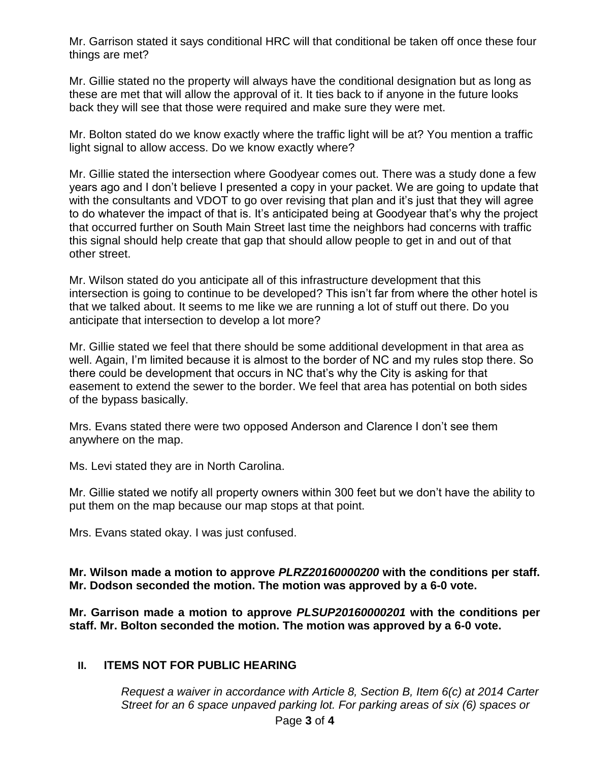Mr. Garrison stated it says conditional HRC will that conditional be taken off once these four things are met?

Mr. Gillie stated no the property will always have the conditional designation but as long as these are met that will allow the approval of it. It ties back to if anyone in the future looks back they will see that those were required and make sure they were met.

Mr. Bolton stated do we know exactly where the traffic light will be at? You mention a traffic light signal to allow access. Do we know exactly where?

Mr. Gillie stated the intersection where Goodyear comes out. There was a study done a few years ago and I don't believe I presented a copy in your packet. We are going to update that with the consultants and VDOT to go over revising that plan and it's just that they will agree to do whatever the impact of that is. It's anticipated being at Goodyear that's why the project that occurred further on South Main Street last time the neighbors had concerns with traffic this signal should help create that gap that should allow people to get in and out of that other street.

Mr. Wilson stated do you anticipate all of this infrastructure development that this intersection is going to continue to be developed? This isn't far from where the other hotel is that we talked about. It seems to me like we are running a lot of stuff out there. Do you anticipate that intersection to develop a lot more?

Mr. Gillie stated we feel that there should be some additional development in that area as well. Again, I'm limited because it is almost to the border of NC and my rules stop there. So there could be development that occurs in NC that's why the City is asking for that easement to extend the sewer to the border. We feel that area has potential on both sides of the bypass basically.

Mrs. Evans stated there were two opposed Anderson and Clarence I don't see them anywhere on the map.

Ms. Levi stated they are in North Carolina.

Mr. Gillie stated we notify all property owners within 300 feet but we don't have the ability to put them on the map because our map stops at that point.

Mrs. Evans stated okay. I was just confused.

**Mr. Wilson made a motion to approve *PLRZ20160000200* with the conditions per staff. Mr. Dodson seconded the motion. The motion was approved by a 6-0 vote.**

**Mr. Garrison made a motion to approve *PLSUP20160000201* with the conditions per staff. Mr. Bolton seconded the motion. The motion was approved by a 6-0 vote.**

## II. ITEMS NOT FOR PUBLIC HEARING

*Request a waiver in accordance with Article 8, Section B, Item 6(c) at 2014 Carter Street for an 6 space unpaved parking lot. For parking areas of six (6) spaces or*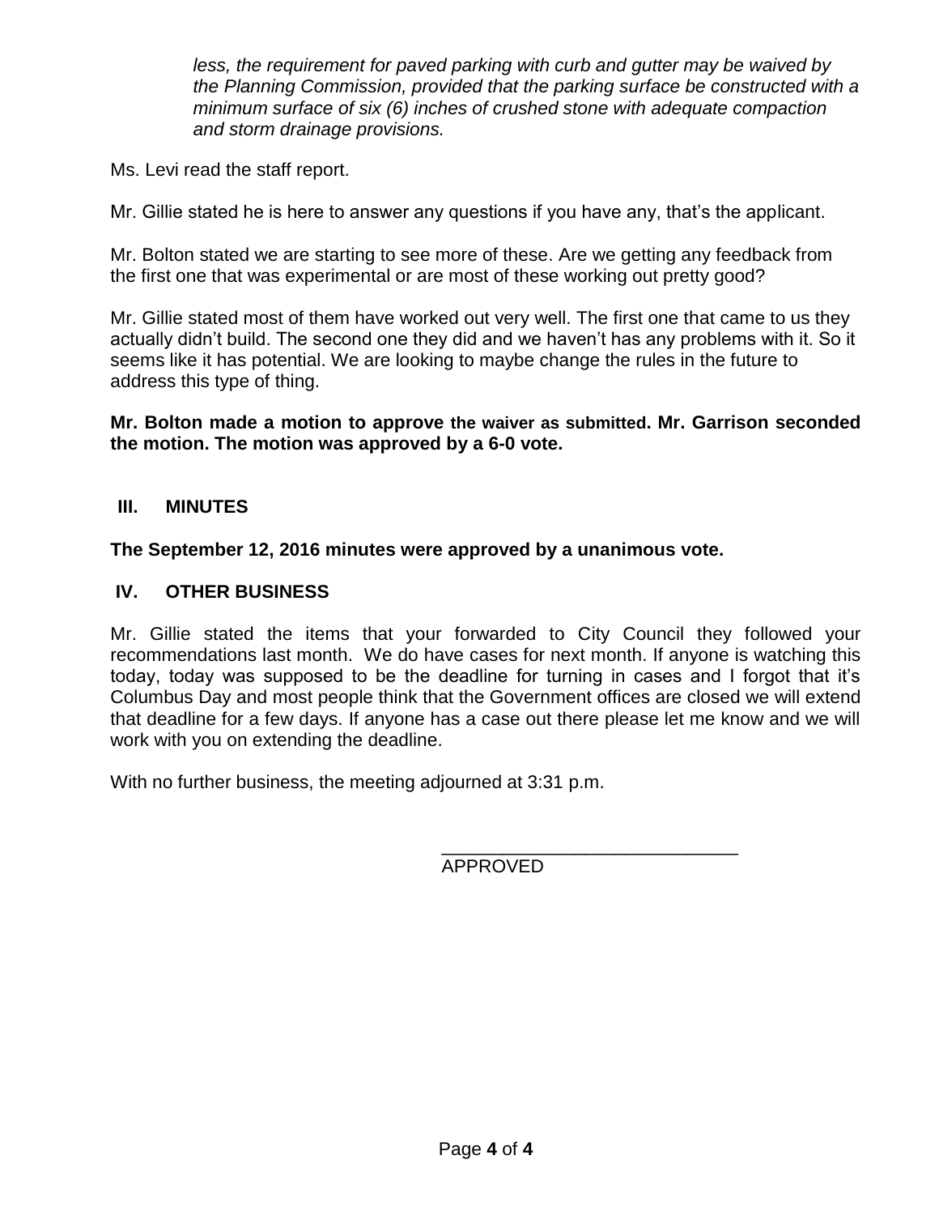*less, the requirement for paved parking with curb and gutter may be waived by the Planning Commission, provided that the parking surface be constructed with a minimum surface of six (6) inches of crushed stone with adequate compaction and storm drainage provisions.*

Ms. Levi read the staff report.

Mr. Gillie stated he is here to answer any questions if you have any, that's the applicant.

Mr. Bolton stated we are starting to see more of these. Are we getting any feedback from the first one that was experimental or are most of these working out pretty good?

Mr. Gillie stated most of them have worked out very well. The first one that came to us they actually didn't build. The second one they did and we haven't has any problems with it. So it seems like it has potential. We are looking to maybe change the rules in the future to address this type of thing.

**Mr. Bolton made a motion to approve the waiver as submitted. Mr. Garrison seconded the motion. The motion was approved by a 6-0 vote.**

## III. MINUTES

**The September 12, 2016 minutes were approved by a unanimous vote.**

## IV. OTHER BUSINESS

Mr. Gillie stated the items that your forwarded to City Council they followed your recommendations last month. We do have cases for next month. If anyone is watching this today, today was supposed to be the deadline for turning in cases and I forgot that it's Columbus Day and most people think that the Government offices are closed we will extend that deadline for a few days. If anyone has a case out there please let me know and we will work with you on extending the deadline.

With no further business, the meeting adjourned at 3:31 p.m.

______________________________
APPROVED